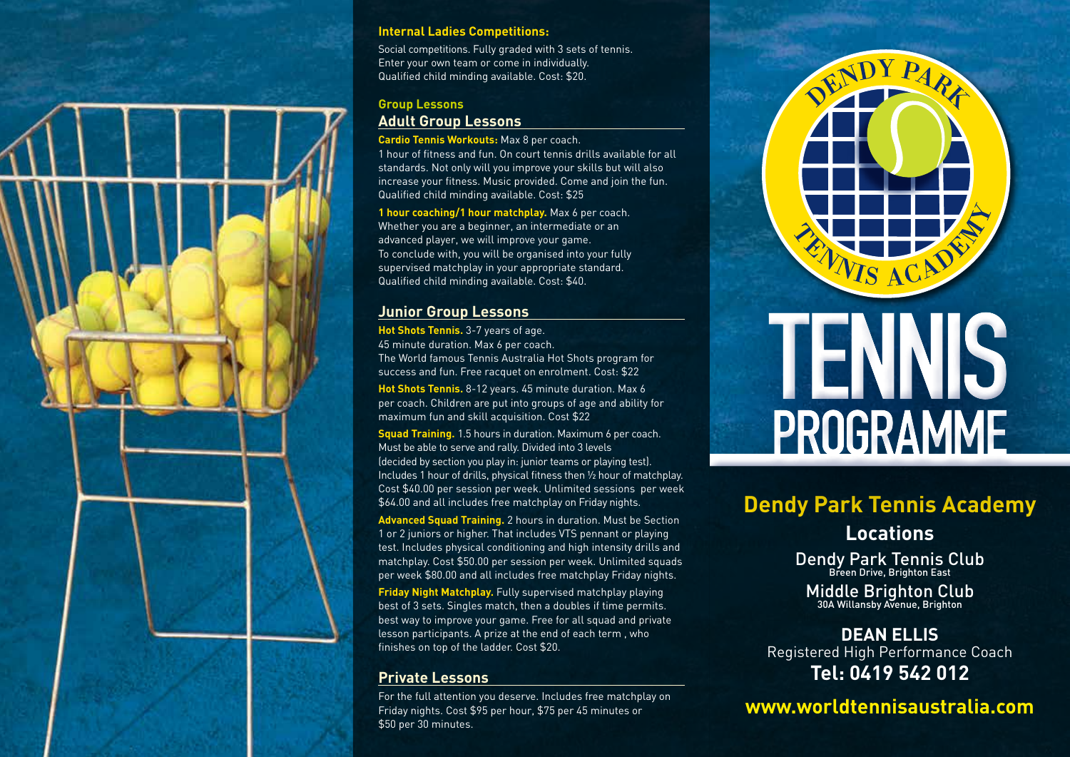**Internal Ladies Competitions:**

Social competitions. Fully graded with 3 sets of tennis. Enter your own team or come in individually. Qualified child minding available. Cost: $20.

### Group Lessons

## Adult Group Lessons

**Cardio Tennis Workouts:** Max 8 per coach.
1 hour of fitness and fun. On court tennis drills available for all standards. Not only will you improve your skills but will also increase your fitness. Music provided. Come and join the fun. Qualified child minding available. Cost: $25

**1 hour coaching/1 hour matchplay.** Max 6 per coach. Whether you are a beginner, an intermediate or an advanced player, we will improve your game. To conclude with, you will be organised into your fully supervised matchplay in your appropriate standard. Qualified child minding available. Cost: $40.

## Junior Group Lessons

**Hot Shots Tennis.** 3-7 years of age.
45 minute duration. Max 6 per coach.
The World famous Tennis Australia Hot Shots program for success and fun. Free racquet on enrolment. Cost: $22

**Hot Shots Tennis.** 8-12 years. 45 minute duration. Max 6 per coach. Children are put into groups of age and ability for maximum fun and skill acquisition. Cost $22

**Squad Training.** 1.5 hours in duration. Maximum 6 per coach. Must be able to serve and rally. Divided into 3 levels (decided by section you play in: junior teams or playing test). Includes 1 hour of drills, physical fitness then ½ hour of matchplay. Cost $40.00 per session per week. Unlimited sessions per week $64.00 and all includes free matchplay on Friday nights.

**Advanced Squad Training.** 2 hours in duration. Must be Section 1 or 2 juniors or higher. That includes VTS pennant or playing test. Includes physical conditioning and high intensity drills and matchplay. Cost $50.00 per session per week. Unlimited squads per week $80.00 and all includes free matchplay Friday nights.

**Friday Night Matchplay.** Fully supervised matchplay playing best of 3 sets. Singles match, then a doubles if time permits. best way to improve your game. Free for all squad and private lesson participants. A prize at the end of each term , who finishes on top of the ladder. Cost $20.

## Private Lessons

For the full attention you deserve. Includes free matchplay on Friday nights. Cost $95 per hour, $75 per 45 minutes or $50 per 30 minutes.

DENDY PARK TENNIS ACADEMY

# TENNIS PROGRAMME

## Dendy Park Tennis Academy

### Locations

Dendy Park Tennis Club
Breen Drive, Brighton East

Middle Brighton Club
30A Willansby Avenue, Brighton

**DEAN ELLIS**
Registered High Performance Coach
**Tel: 0419 542 012**

**www.worldtennisaustralia.com**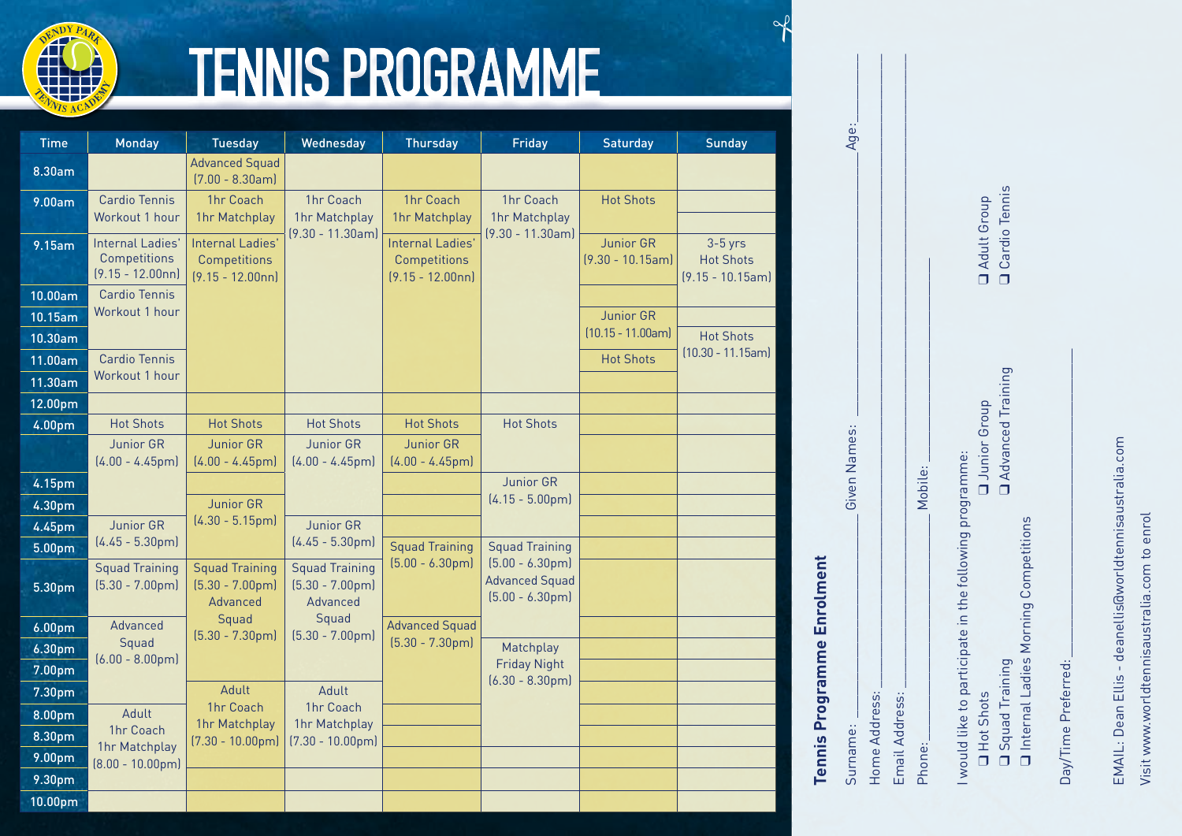# TENNIS PROGRAMME

| Time | Monday | Tuesday | Wednesday | Thursday | Friday | Saturday | Sunday |
|---|---|---|---|---|---|---|---|
| 8.30am | | Advanced Squad (7.00 - 8.30am) | | | | | |
| 9.00am | Cardio Tennis Workout 1 hour | 1hr Coach 1hr Matchplay | 1hr Coach 1hr Matchplay (9.30 - 11.30am) | 1hr Coach 1hr Matchplay | 1hr Coach 1hr Matchplay (9.30 - 11.30am) | Hot Shots | |
| 9.15am | Internal Ladies' Competitions (9.15 - 12.00nn) | Internal Ladies' Competitions (9.15 - 12.00nn) | | Internal Ladies' Competitions (9.15 - 12.00nn) | | Junior GR (9.30 - 10.15am) | 3-5 yrs Hot Shots (9.15 - 10.15am) |
| 10.00am | Cardio Tennis Workout 1 hour | | | | | | |
| 10.15am | | | | | | Junior GR (10.15 - 11.00am) | |
| 10.30am | | | | | | | Hot Shots (10.30 - 11.15am) |
| 11.00am | Cardio Tennis Workout 1 hour | | | | | Hot Shots | |
| 11.30am | | | | | | | |
| 12.00pm | | | | | | | |
| 4.00pm | Hot Shots<br>Junior GR (4.00 - 4.45pm) | Hot Shots<br>Junior GR (4.00 - 4.45pm) | Hot Shots<br>Junior GR (4.00 - 4.45pm) | Hot Shots<br>Junior GR (4.00 - 4.45pm) | Hot Shots | | |
| 4.15pm | | | | | Junior GR (4.15 - 5.00pm) | | |
| 4.30pm | | Junior GR (4.30 - 5.15pm) | | | | | |
| 4.45pm | Junior GR (4.45 - 5.30pm) | | Junior GR (4.45 - 5.30pm) | | | | |
| 5.00pm | | | | Squad Training (5.00 - 6.30pm) | Squad Training (5.00 - 6.30pm) Advanced Squad (5.00 - 6.30pm) | | |
| 5.30pm | Squad Training (5.30 - 7.00pm) | Squad Training (5.30 - 7.00pm) Advanced Squad (5.30 - 7.30pm) | Squad Training (5.30 - 7.00pm) Advanced Squad (5.30 - 7.00pm) | | | | |
| 6.00pm | Advanced Squad (6.00 - 8.00pm) | | | Advanced Squad (5.30 - 7.30pm) | | | |
| 6.30pm | | | | | Matchplay Friday Night (6.30 - 8.30pm) | | |
| 7.00pm | | | | | | | |
| 7.30pm | | Adult 1hr Coach 1hr Matchplay (7.30 - 10.00pm) | Adult 1hr Coach 1hr Matchplay (7.30 - 10.00pm) | | | | |
| 8.00pm | Adult 1hr Coach 1hr Matchplay (8.00 - 10.00pm) | | | | | | |
| 8.30pm | | | | | | | |
| 9.00pm | | | | | | | |
| 9.30pm | | | | | | | |
| 10.00pm | | | | | | | |

## Tennis Programme Enrolment

Surname: ____________ Given Names: ____________ Age: ______

Home Address: ____________

Email Address: ____________

Phone: ____________ Mobile: ____________

I would like to participate in the following programme:

- ❑ Hot Shots
- ❑ Junior Group
- ❑ Adult Group
- ❑ Squad Training
- ❑ Advanced Training
- ❑ Cardio Tennis
- ❑ Internal Ladies Morning Competitions

Day/Time Preferred: ____________

EMAIL: Dean Ellis - deanellis@worldtennisaustralia.com

Visit www.worldtennisaustralia.com to enrol